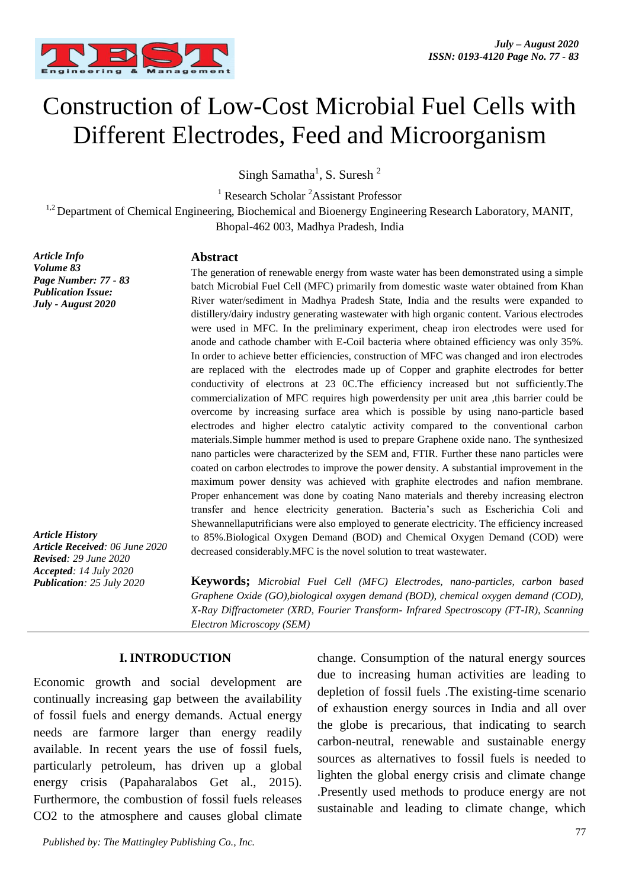# Construction of Low-Cost Microbial Fuel Cells with Different Electrodes, Feed and Microorganism

Singh Samatha[1], S. Suresh [2]

[1] Research Scholar [2]Assistant Professor

[1,2] Department of Chemical Engineering, Biochemical and Bioenergy Engineering Research Laboratory, MANIT, Bhopal-462 003, Madhya Pradesh, India

***Article Info***
***Volume 83***
***Page Number: 77 - 83***
***Publication Issue:***
***July - August 2020***

***Article History***
***Article Received**: 06 June 2020*
***Revised**: 29 June 2020*
***Accepted**: 14 July 2020*
***Publication**: 25 July 2020*

## Abstract

The generation of renewable energy from waste water has been demonstrated using a simple batch Microbial Fuel Cell (MFC) primarily from domestic waste water obtained from Khan River water/sediment in Madhya Pradesh State, India and the results were expanded to distillery/dairy industry generating wastewater with high organic content. Various electrodes were used in MFC. In the preliminary experiment, cheap iron electrodes were used for anode and cathode chamber with E-Coil bacteria where obtained efficiency was only 35%. In order to achieve better efficiencies, construction of MFC was changed and iron electrodes are replaced with the electrodes made up of Copper and graphite electrodes for better conductivity of electrons at 23 0C.The efficiency increased but not sufficiently.The commercialization of MFC requires high powerdensity per unit area ,this barrier could be overcome by increasing surface area which is possible by using nano-particle based electrodes and higher electro catalytic activity compared to the conventional carbon materials.Simple hummer method is used to prepare Graphene oxide nano. The synthesized nano particles were characterized by the SEM and, FTIR. Further these nano particles were coated on carbon electrodes to improve the power density. A substantial improvement in the maximum power density was achieved with graphite electrodes and nafion membrane. Proper enhancement was done by coating Nano materials and thereby increasing electron transfer and hence electricity generation. Bacteria's such as Escherichia Coli and Shewannellaputrificians were also employed to generate electricity. The efficiency increased to 85%.Biological Oxygen Demand (BOD) and Chemical Oxygen Demand (COD) were decreased considerably.MFC is the novel solution to treat wastewater.

**Keywords;** *Microbial Fuel Cell (MFC) Electrodes, nano-particles, carbon based Graphene Oxide (GO),biological oxygen demand (BOD), chemical oxygen demand (COD), X-Ray Diffractometer (XRD, Fourier Transform- Infrared Spectroscopy (FT-IR), Scanning Electron Microscopy (SEM)*

## I. INTRODUCTION

Economic growth and social development are continually increasing gap between the availability of fossil fuels and energy demands. Actual energy needs are farmore larger than energy readily available. In recent years the use of fossil fuels, particularly petroleum, has driven up a global energy crisis (Papaharalabos Get al., 2015). Furthermore, the combustion of fossil fuels releases $CO_2$ to the atmosphere and causes global climate change. Consumption of the natural energy sources due to increasing human activities are leading to depletion of fossil fuels .The existing-time scenario of exhaustion energy sources in India and all over the globe is precarious, that indicating to search carbon-neutral, renewable and sustainable energy sources as alternatives to fossil fuels is needed to lighten the global energy crisis and climate change .Presently used methods to produce energy are not sustainable and leading to climate change, which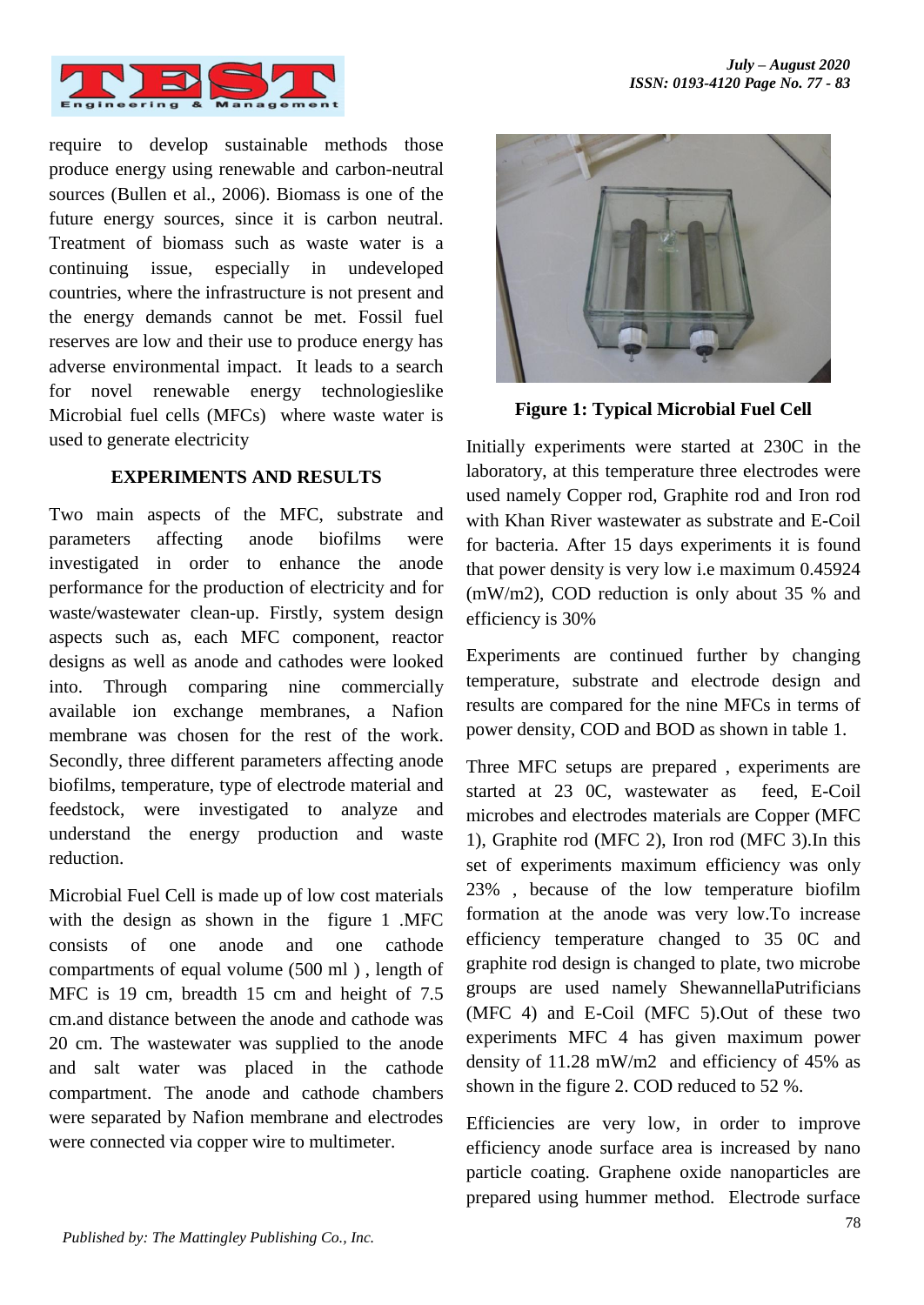require to develop sustainable methods those produce energy using renewable and carbon-neutral sources (Bullen et al., 2006). Biomass is one of the future energy sources, since it is carbon neutral. Treatment of biomass such as waste water is a continuing issue, especially in undeveloped countries, where the infrastructure is not present and the energy demands cannot be met. Fossil fuel reserves are low and their use to produce energy has adverse environmental impact. It leads to a search for novel renewable energy technologieslike Microbial fuel cells (MFCs) where waste water is used to generate electricity

## EXPERIMENTS AND RESULTS

Two main aspects of the MFC, substrate and parameters affecting anode biofilms were investigated in order to enhance the anode performance for the production of electricity and for waste/wastewater clean-up. Firstly, system design aspects such as, each MFC component, reactor designs as well as anode and cathodes were looked into. Through comparing nine commercially available ion exchange membranes, a Nafion membrane was chosen for the rest of the work. Secondly, three different parameters affecting anode biofilms, temperature, type of electrode material and feedstock, were investigated to analyze and understand the energy production and waste reduction.

Microbial Fuel Cell is made up of low cost materials with the design as shown in the figure 1 .MFC consists of one anode and one cathode compartments of equal volume (500 ml ) , length of MFC is 19 cm, breadth 15 cm and height of 7.5 cm.and distance between the anode and cathode was 20 cm. The wastewater was supplied to the anode and salt water was placed in the cathode compartment. The anode and cathode chambers were separated by Nafion membrane and electrodes were connected via copper wire to multimeter.

**Figure 1: Typical Microbial Fuel Cell**

Initially experiments were started at 230C in the laboratory, at this temperature three electrodes were used namely Copper rod, Graphite rod and Iron rod with Khan River wastewater as substrate and E-Coil for bacteria. After 15 days experiments it is found that power density is very low i.e maximum 0.45924 (mW/m2), COD reduction is only about 35 % and efficiency is 30%

Experiments are continued further by changing temperature, substrate and electrode design and results are compared for the nine MFCs in terms of power density, COD and BOD as shown in table 1.

Three MFC setups are prepared , experiments are started at 23 0C, wastewater as feed, E-Coil microbes and electrodes materials are Copper (MFC 1), Graphite rod (MFC 2), Iron rod (MFC 3).In this set of experiments maximum efficiency was only 23% , because of the low temperature biofilm formation at the anode was very low.To increase efficiency temperature changed to 35 0C and graphite rod design is changed to plate, two microbe groups are used namely ShewannellaPutrificians (MFC 4) and E-Coil (MFC 5).Out of these two experiments MFC 4 has given maximum power density of 11.28 mW/m2 and efficiency of 45% as shown in the figure 2. COD reduced to 52 %.

Efficiencies are very low, in order to improve efficiency anode surface area is increased by nano particle coating. Graphene oxide nanoparticles are prepared using hummer method. Electrode surface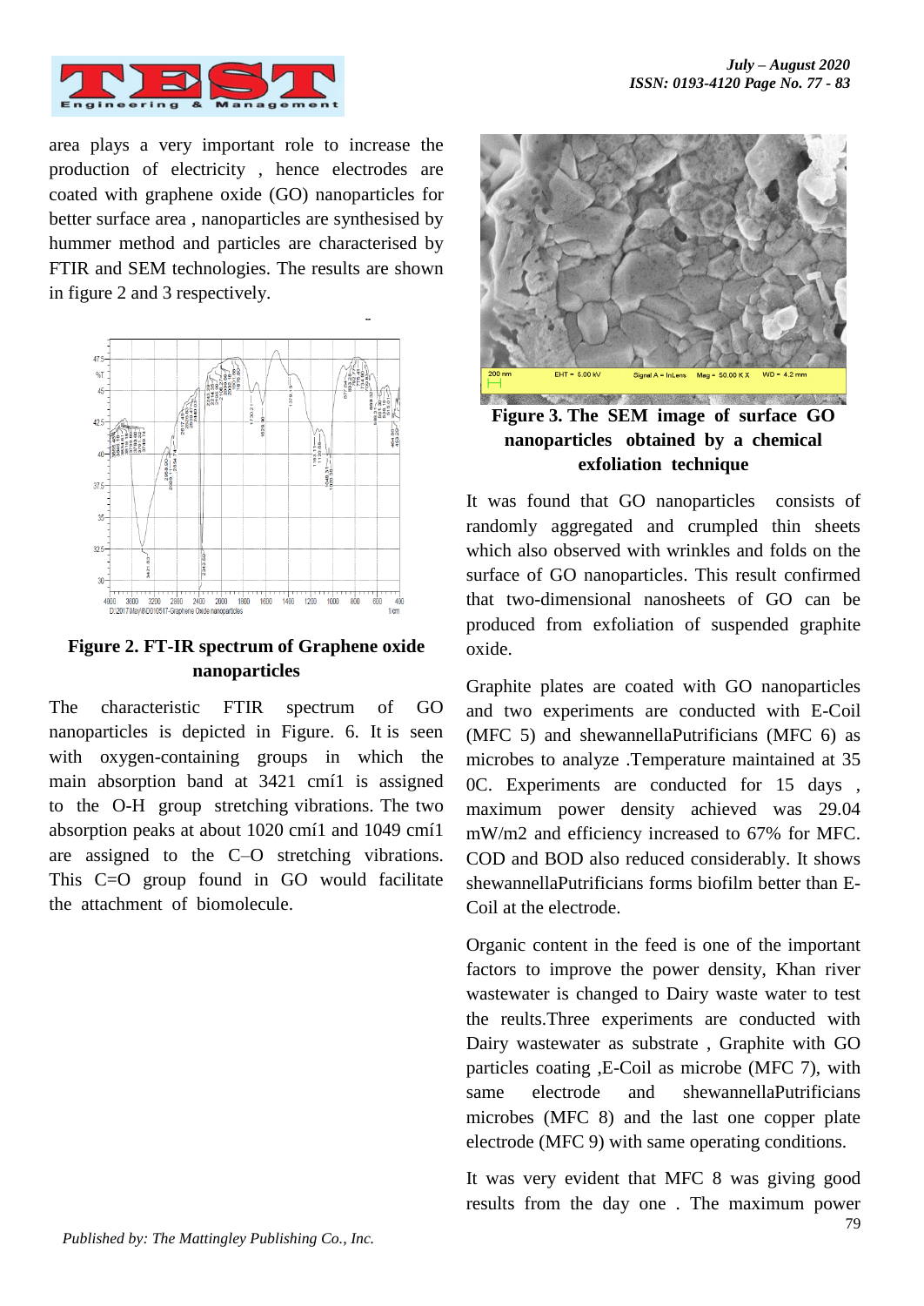area plays a very important role to increase the production of electricity , hence electrodes are coated with graphene oxide (GO) nanoparticles for better surface area , nanoparticles are synthesised by hummer method and particles are characterised by FTIR and SEM technologies. The results are shown in figure 2 and 3 respectively.

**Figure 2. FT-IR spectrum of Graphene oxide nanoparticles**

The characteristic FTIR spectrum of GO nanoparticles is depicted in Figure. 6. It is seen with oxygen-containing groups in which the main absorption band at 3421 cmí1 is assigned to the O-H group stretching vibrations. The two absorption peaks at about 1020 cmí1 and 1049 cmí1 are assigned to the C–O stretching vibrations. This C=O group found in GO would facilitate the attachment of biomolecule.

**Figure 3. The SEM image of surface GO nanoparticles obtained by a chemical exfoliation technique**

It was found that GO nanoparticles consists of randomly aggregated and crumpled thin sheets which also observed with wrinkles and folds on the surface of GO nanoparticles. This result confirmed that two-dimensional nanosheets of GO can be produced from exfoliation of suspended graphite oxide.

Graphite plates are coated with GO nanoparticles and two experiments are conducted with E-Coil (MFC 5) and shewannellaPutrificians (MFC 6) as microbes to analyze .Temperature maintained at 35 0C. Experiments are conducted for 15 days , maximum power density achieved was 29.04 mW/m2 and efficiency increased to 67% for MFC. COD and BOD also reduced considerably. It shows shewannellaPutrificians forms biofilm better than E-Coil at the electrode.

Organic content in the feed is one of the important factors to improve the power density, Khan river wastewater is changed to Dairy waste water to test the reults.Three experiments are conducted with Dairy wastewater as substrate , Graphite with GO particles coating ,E-Coil as microbe (MFC 7), with same electrode and shewannellaPutrificians microbes (MFC 8) and the last one copper plate electrode (MFC 9) with same operating conditions.

It was very evident that MFC 8 was giving good results from the day one . The maximum power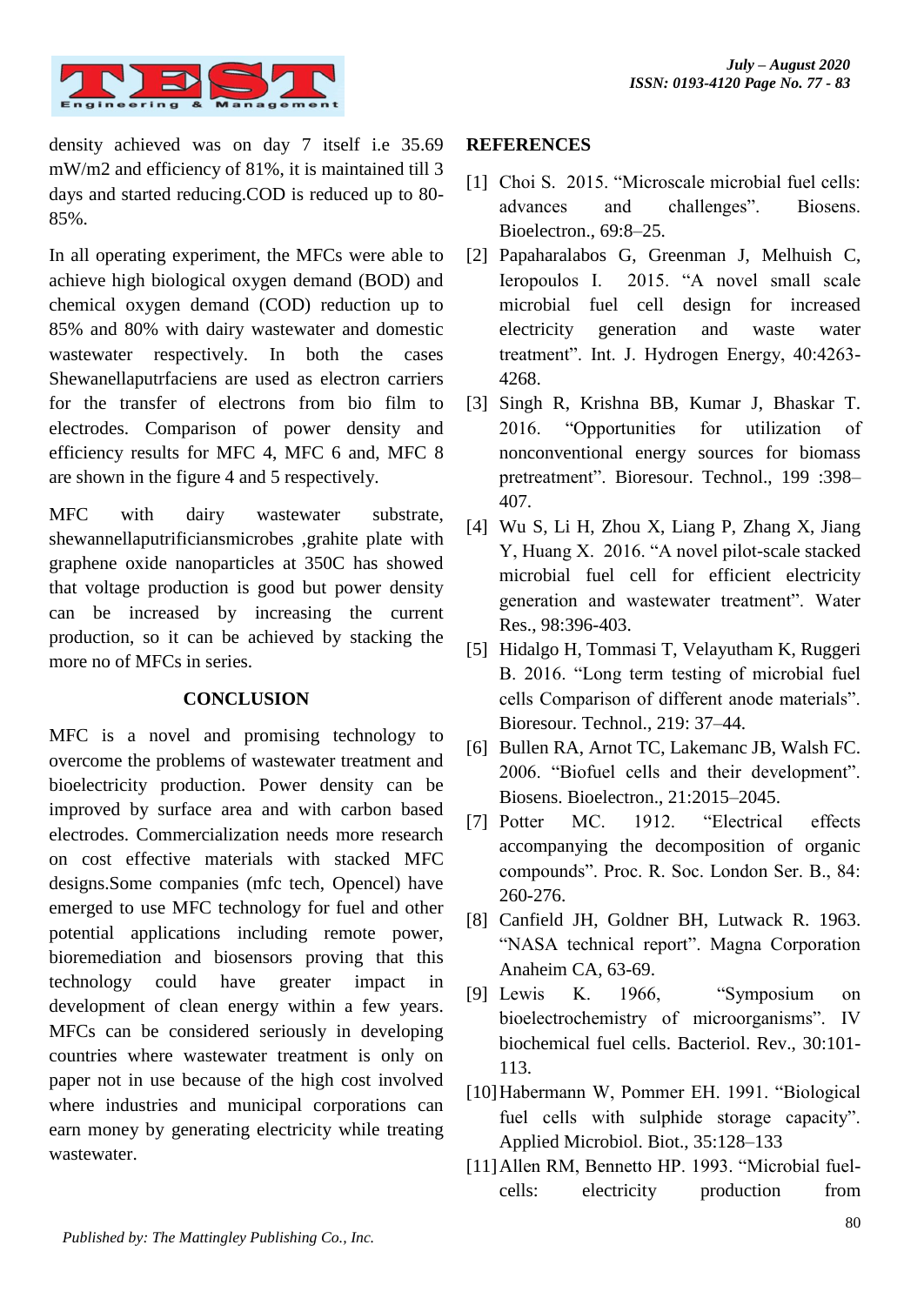density achieved was on day 7 itself i.e 35.69 mW/m2 and efficiency of 81%, it is maintained till 3 days and started reducing.COD is reduced up to 80-85%.

In all operating experiment, the MFCs were able to achieve high biological oxygen demand (BOD) and chemical oxygen demand (COD) reduction up to 85% and 80% with dairy wastewater and domestic wastewater respectively. In both the cases Shewanellaputrfaciens are used as electron carriers for the transfer of electrons from bio film to electrodes. Comparison of power density and efficiency results for MFC 4, MFC 6 and, MFC 8 are shown in the figure 4 and 5 respectively.

MFC with dairy wastewater substrate, shewannellaputrificiansmicrobes ,grahite plate with graphene oxide nanoparticles at 350C has showed that voltage production is good but power density can be increased by increasing the current production, so it can be achieved by stacking the more no of MFCs in series.

## CONCLUSION

MFC is a novel and promising technology to overcome the problems of wastewater treatment and bioelectricity production. Power density can be improved by surface area and with carbon based electrodes. Commercialization needs more research on cost effective materials with stacked MFC designs.Some companies (mfc tech, Opencel) have emerged to use MFC technology for fuel and other potential applications including remote power, bioremediation and biosensors proving that this technology could have greater impact in development of clean energy within a few years. MFCs can be considered seriously in developing countries where wastewater treatment is only on paper not in use because of the high cost involved where industries and municipal corporations can earn money by generating electricity while treating wastewater.

## REFERENCES

[1] Choi S. 2015. "Microscale microbial fuel cells: advances and challenges". Biosens. Bioelectron., 69:8–25.

[2] Papaharalabos G, Greenman J, Melhuish C, Ieropoulos I. 2015. "A novel small scale microbial fuel cell design for increased electricity generation and waste water treatment". Int. J. Hydrogen Energy, 40:4263-4268.

[3] Singh R, Krishna BB, Kumar J, Bhaskar T. 2016. "Opportunities for utilization of nonconventional energy sources for biomass pretreatment". Bioresour. Technol., 199 :398–407.

[4] Wu S, Li H, Zhou X, Liang P, Zhang X, Jiang Y, Huang X. 2016. "A novel pilot-scale stacked microbial fuel cell for efficient electricity generation and wastewater treatment". Water Res., 98:396-403.

[5] Hidalgo H, Tommasi T, Velayutham K, Ruggeri B. 2016. "Long term testing of microbial fuel cells Comparison of different anode materials". Bioresour. Technol., 219: 37–44.

[6] Bullen RA, Arnot TC, Lakemanc JB, Walsh FC. 2006. "Biofuel cells and their development". Biosens. Bioelectron., 21:2015–2045.

[7] Potter MC. 1912. "Electrical effects accompanying the decomposition of organic compounds". Proc. R. Soc. London Ser. B., 84: 260-276.

[8] Canfield JH, Goldner BH, Lutwack R. 1963. "NASA technical report". Magna Corporation Anaheim CA, 63-69.

[9] Lewis K. 1966, "Symposium on bioelectrochemistry of microorganisms". IV biochemical fuel cells. Bacteriol. Rev., 30:101-113.

[10] Habermann W, Pommer EH. 1991. "Biological fuel cells with sulphide storage capacity". Applied Microbiol. Biot., 35:128–133

[11] Allen RM, Bennetto HP. 1993. "Microbial fuel-cells: electricity production from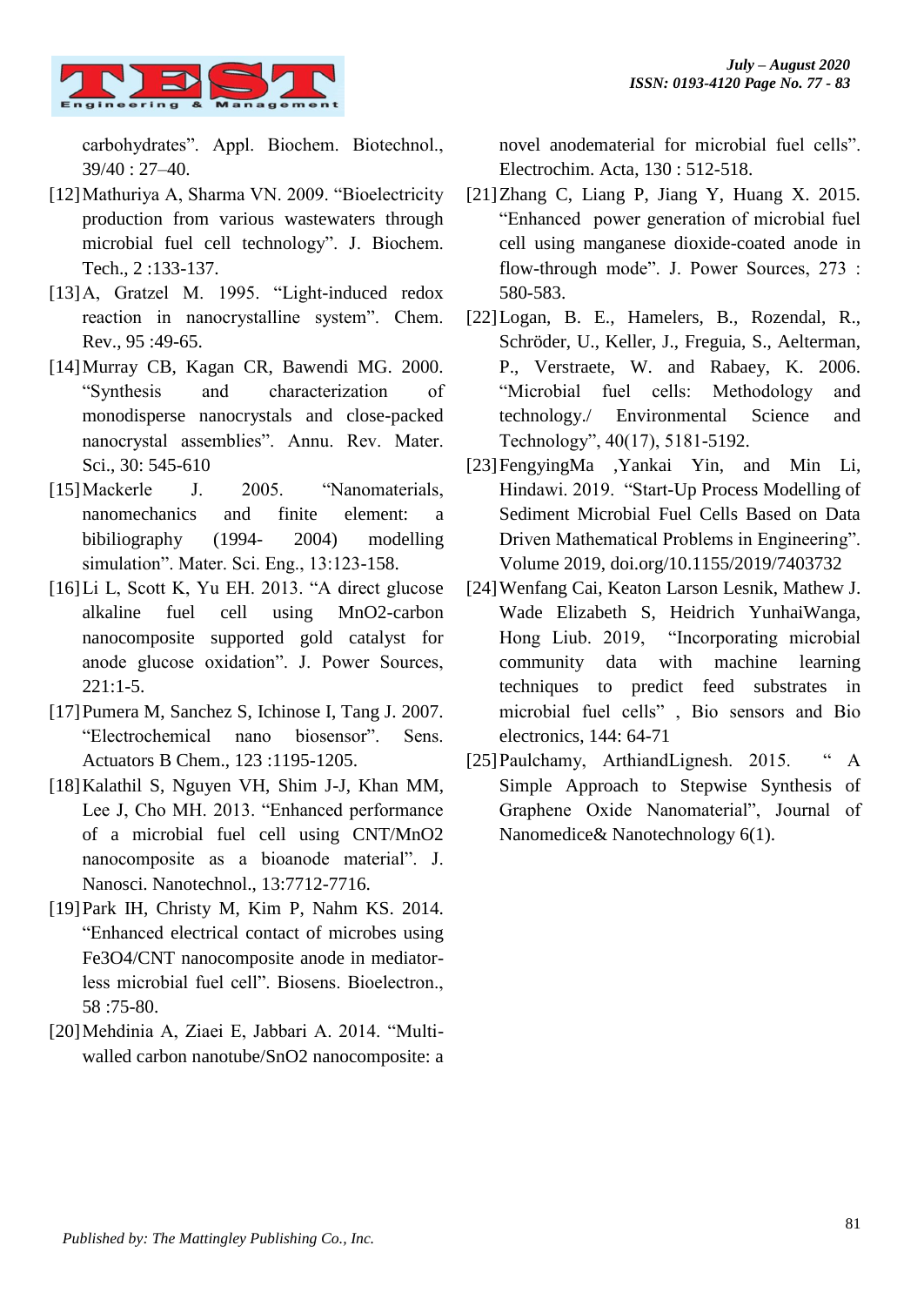carbohydrates". Appl. Biochem. Biotechnol., 39/40 : 27–40.

[12] Mathuriya A, Sharma VN. 2009. "Bioelectricity production from various wastewaters through microbial fuel cell technology". J. Biochem. Tech., 2 :133-137.

[13] A, Gratzel M. 1995. "Light-induced redox reaction in nanocrystalline system". Chem. Rev., 95 :49-65.

[14] Murray CB, Kagan CR, Bawendi MG. 2000. "Synthesis and characterization of monodisperse nanocrystals and close-packed nanocrystal assemblies". Annu. Rev. Mater. Sci., 30: 545-610

[15] Mackerle J. 2005. "Nanomaterials, nanomechanics and finite element: a bibiliography (1994- 2004) modelling simulation". Mater. Sci. Eng., 13:123-158.

[16] Li L, Scott K, Yu EH. 2013. "A direct glucose alkaline fuel cell using MnO2-carbon nanocomposite supported gold catalyst for anode glucose oxidation". J. Power Sources, 221:1-5.

[17] Pumera M, Sanchez S, Ichinose I, Tang J. 2007. "Electrochemical nano biosensor". Sens. Actuators B Chem., 123 :1195-1205.

[18] Kalathil S, Nguyen VH, Shim J-J, Khan MM, Lee J, Cho MH. 2013. "Enhanced performance of a microbial fuel cell using CNT/MnO2 nanocomposite as a bioanode material". J. Nanosci. Nanotechnol., 13:7712-7716.

[19] Park IH, Christy M, Kim P, Nahm KS. 2014. "Enhanced electrical contact of microbes using Fe3O4/CNT nanocomposite anode in mediator-less microbial fuel cell". Biosens. Bioelectron., 58 :75-80.

[20] Mehdinia A, Ziaei E, Jabbari A. 2014. "Multi-walled carbon nanotube/SnO2 nanocomposite: a novel anodematerial for microbial fuel cells". Electrochim. Acta, 130 : 512-518.

[21] Zhang C, Liang P, Jiang Y, Huang X. 2015. "Enhanced power generation of microbial fuel cell using manganese dioxide-coated anode in flow-through mode". J. Power Sources, 273 : 580-583.

[22] Logan, B. E., Hamelers, B., Rozendal, R., Schröder, U., Keller, J., Freguia, S., Aelterman, P., Verstraete, W. and Rabaey, K. 2006. "Microbial fuel cells: Methodology and technology./ Environmental Science and Technology", 40(17), 5181-5192.

[23] FengyingMa ,Yankai Yin, and Min Li, Hindawi. 2019. "Start-Up Process Modelling of Sediment Microbial Fuel Cells Based on Data Driven Mathematical Problems in Engineering". Volume 2019, doi.org/10.1155/2019/7403732

[24] Wenfang Cai, Keaton Larson Lesnik, Mathew J. Wade Elizabeth S, Heidrich YunhaiWanga, Hong Liub. 2019, "Incorporating microbial community data with machine learning techniques to predict feed substrates in microbial fuel cells" , Bio sensors and Bio electronics, 144: 64-71

[25] Paulchamy, ArthiandLignesh. 2015. " A Simple Approach to Stepwise Synthesis of Graphene Oxide Nanomaterial", Journal of Nanomedice& Nanotechnology 6(1).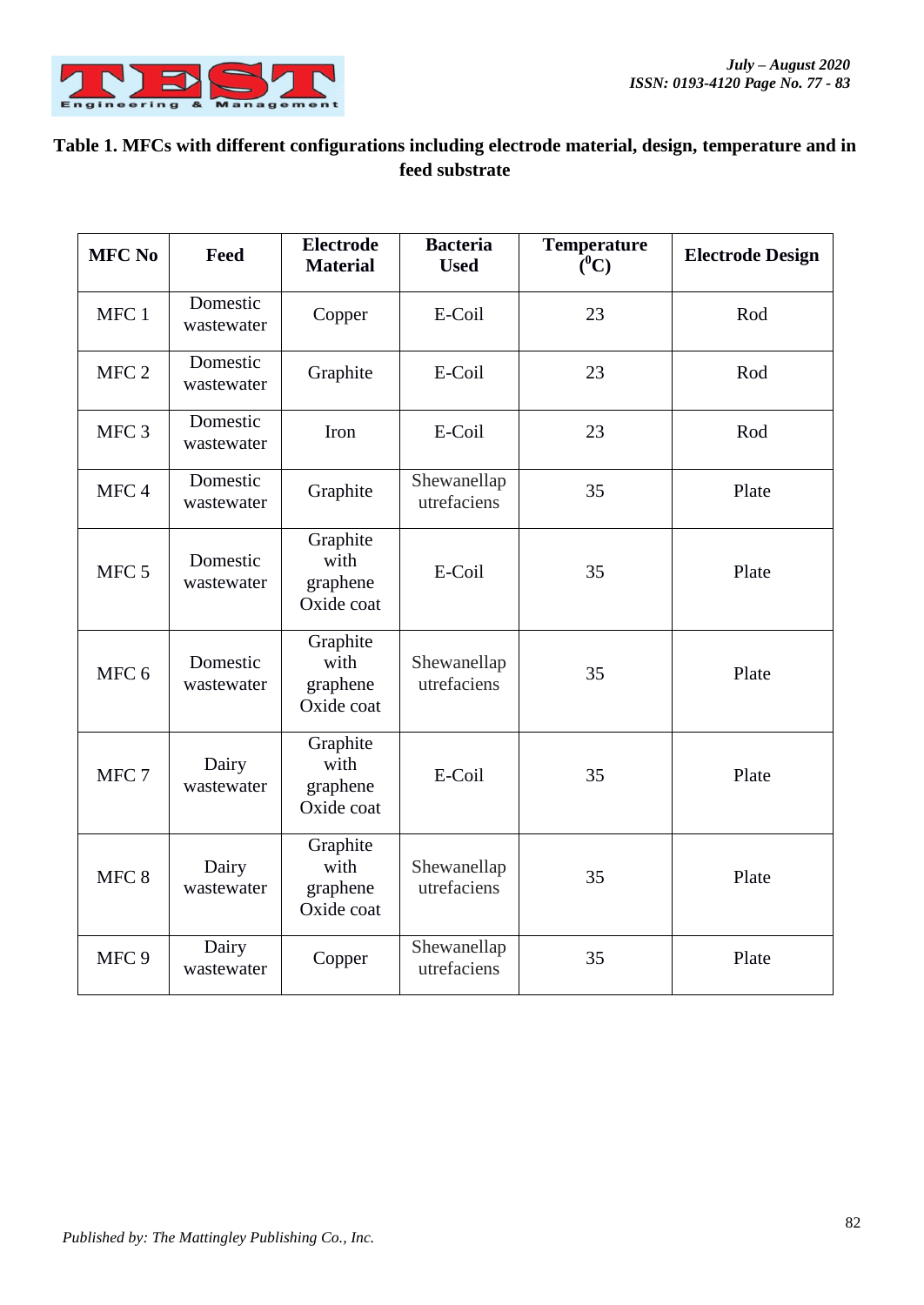**Table 1. MFCs with different configurations including electrode material, design, temperature and in feed substrate**

| MFC No | Feed | Electrode Material | Bacteria Used | Temperature ($^0$C) | Electrode Design |
|---|---|---|---|---|---|
| MFC 1 | Domestic wastewater | Copper | E-Coil | 23 | Rod |
| MFC 2 | Domestic wastewater | Graphite | E-Coil | 23 | Rod |
| MFC 3 | Domestic wastewater | Iron | E-Coil | 23 | Rod |
| MFC 4 | Domestic wastewater | Graphite | Shewanellap utrefaciens | 35 | Plate |
| MFC 5 | Domestic wastewater | Graphite with graphene Oxide coat | E-Coil | 35 | Plate |
| MFC 6 | Domestic wastewater | Graphite with graphene Oxide coat | Shewanellap utrefaciens | 35 | Plate |
| MFC 7 | Dairy wastewater | Graphite with graphene Oxide coat | E-Coil | 35 | Plate |
| MFC 8 | Dairy wastewater | Graphite with graphene Oxide coat | Shewanellap utrefaciens | 35 | Plate |
| MFC 9 | Dairy wastewater | Copper | Shewanellap utrefaciens | 35 | Plate |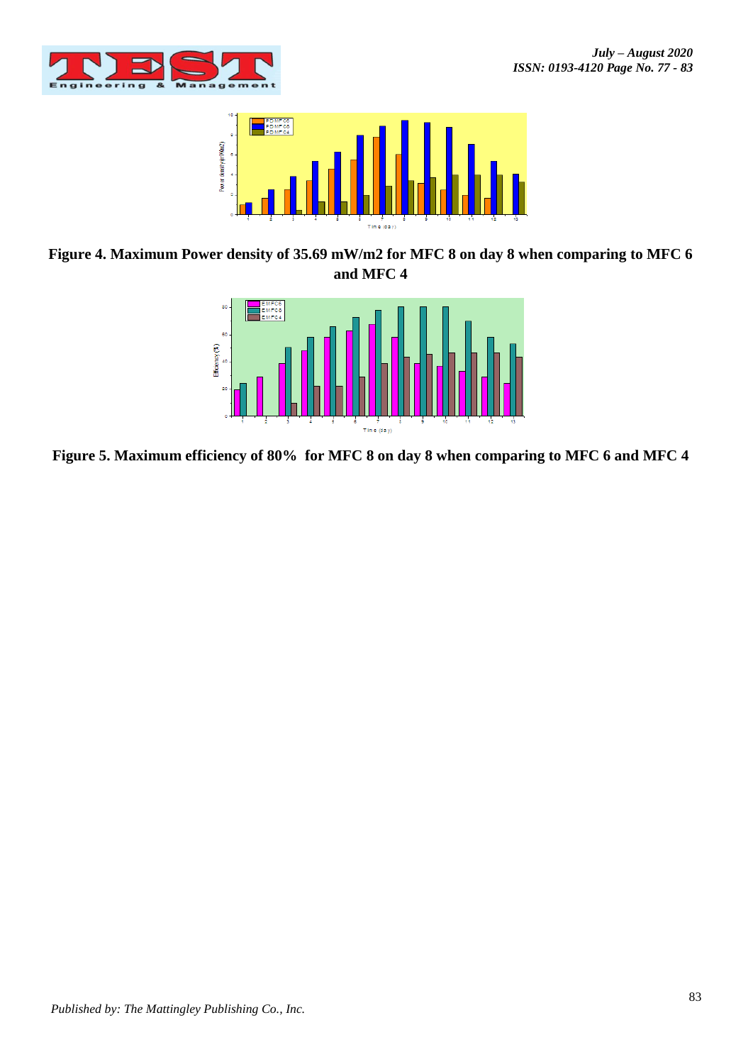10
8
6
4
2
0

PDMFC6
PDMFC8
PDMFC4

Power density(mW/m2)

1 2 3 4 5 6 7 8 9 10 11 12 13

Time (day)

**Figure 4. Maximum Power density of 35.69 mW/m2 for MFC 8 on day 8 when comparing to MFC 6 and MFC 4**

80
60
40
20
0

EMFC6
EMFC8
EMFC4

Efficiency (%)

1 2 3 4 5 6 7 8 9 10 11 12 13

Time (day)

**Figure 5. Maximum efficiency of 80% for MFC 8 on day 8 when comparing to MFC 6 and MFC 4**